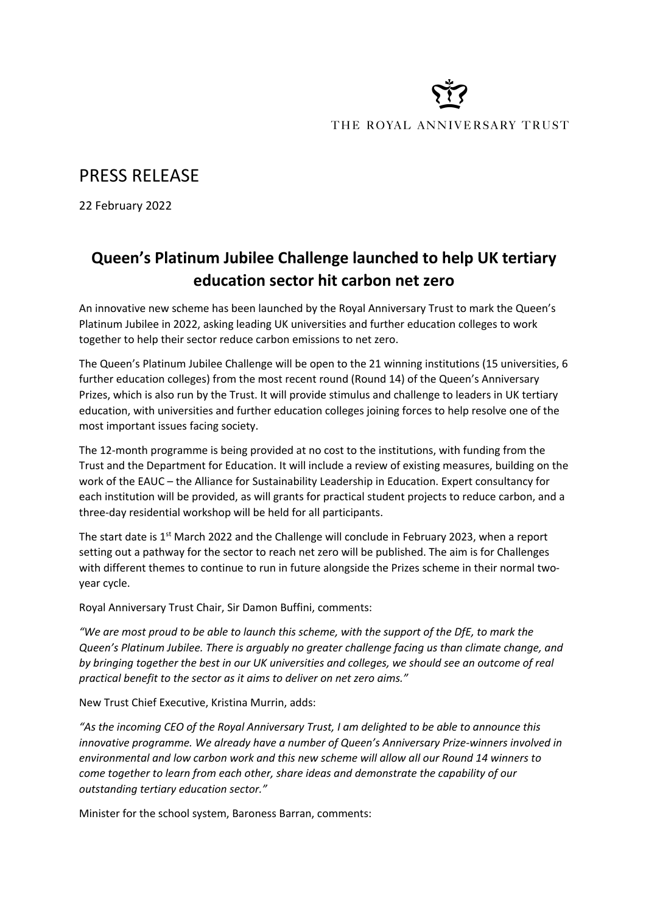THE ROYAL ANNIVERSARY TRUST

# PRESS RELEASE

22 February 2022

## Queen's Platinum Jubilee Challenge launched to help UK tertiary education sector hit carbon net zero

An innovative new scheme has been launched by the Royal Anniversary Trust to mark the Queen's Platinum Jubilee in 2022, asking leading UK universities and further education colleges to work together to help their sector reduce carbon emissions to net zero.

The Queen's Platinum Jubilee Challenge will be open to the 21 winning institutions (15 universities, 6 further education colleges) from the most recent round (Round 14) of the Queen's Anniversary Prizes, which is also run by the Trust. It will provide stimulus and challenge to leaders in UK tertiary education, with universities and further education colleges joining forces to help resolve one of the most important issues facing society.

The 12-month programme is being provided at no cost to the institutions, with funding from the Trust and the Department for Education. It will include a review of existing measures, building on the work of the EAUC – the Alliance for Sustainability Leadership in Education. Expert consultancy for each institution will be provided, as will grants for practical student projects to reduce carbon, and a three-day residential workshop will be held for all participants.

The start date is 1st March 2022 and the Challenge will conclude in February 2023, when a report setting out a pathway for the sector to reach net zero will be published. The aim is for Challenges with different themes to continue to run in future alongside the Prizes scheme in their normal two-year cycle.

Royal Anniversary Trust Chair, Sir Damon Buffini, comments:

*"We are most proud to be able to launch this scheme, with the support of the DfE, to mark the Queen's Platinum Jubilee. There is arguably no greater challenge facing us than climate change, and by bringing together the best in our UK universities and colleges, we should see an outcome of real practical benefit to the sector as it aims to deliver on net zero aims."*

New Trust Chief Executive, Kristina Murrin, adds:

*"As the incoming CEO of the Royal Anniversary Trust, I am delighted to be able to announce this innovative programme. We already have a number of Queen's Anniversary Prize-winners involved in environmental and low carbon work and this new scheme will allow all our Round 14 winners to come together to learn from each other, share ideas and demonstrate the capability of our outstanding tertiary education sector."*

Minister for the school system, Baroness Barran, comments: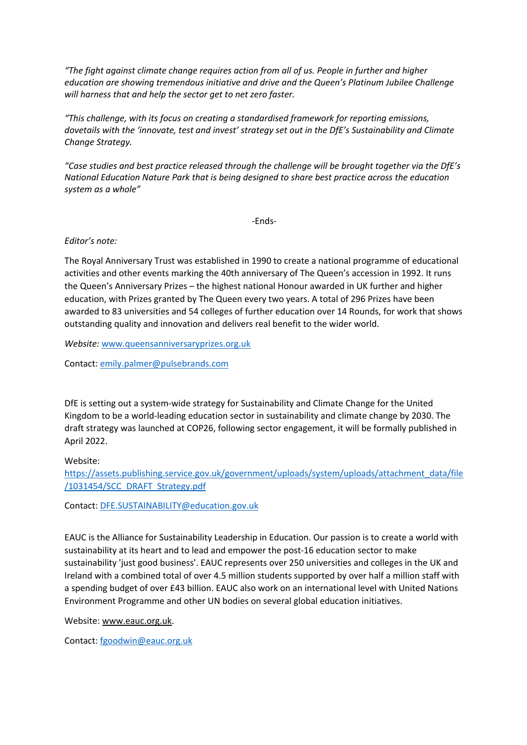*"The fight against climate change requires action from all of us. People in further and higher education are showing tremendous initiative and drive and the Queen's Platinum Jubilee Challenge will harness that and help the sector get to net zero faster.*

*"This challenge, with its focus on creating a standardised framework for reporting emissions, dovetails with the 'innovate, test and invest' strategy set out in the DfE's Sustainability and Climate Change Strategy.*

*"Case studies and best practice released through the challenge will be brought together via the DfE's National Education Nature Park that is being designed to share best practice across the education system as a whole"*

-Ends-

*Editor's note:*

The Royal Anniversary Trust was established in 1990 to create a national programme of educational activities and other events marking the 40th anniversary of The Queen's accession in 1992. It runs the Queen's Anniversary Prizes – the highest national Honour awarded in UK further and higher education, with Prizes granted by The Queen every two years. A total of 296 Prizes have been awarded to 83 universities and 54 colleges of further education over 14 Rounds, for work that shows outstanding quality and innovation and delivers real benefit to the wider world.

*Website:* [www.queensanniversaryprizes.org.uk](http://www.queensanniversaryprizes.org.uk)

Contact: [emily.palmer@pulsebrands.com](mailto:emily.palmer@pulsebrands.com)

DfE is setting out a system-wide strategy for Sustainability and Climate Change for the United Kingdom to be a world-leading education sector in sustainability and climate change by 2030. The draft strategy was launched at COP26, following sector engagement, it will be formally published in April 2022.

Website: [https://assets.publishing.service.gov.uk/government/uploads/system/uploads/attachment_data/file/1031454/SCC_DRAFT_Strategy.pdf](https://assets.publishing.service.gov.uk/government/uploads/system/uploads/attachment_data/file/1031454/SCC_DRAFT_Strategy.pdf)

Contact: [DFE.SUSTAINABILITY@education.gov.uk](mailto:DFE.SUSTAINABILITY@education.gov.uk)

EAUC is the Alliance for Sustainability Leadership in Education. Our passion is to create a world with sustainability at its heart and to lead and empower the post-16 education sector to make sustainability 'just good business'. EAUC represents over 250 universities and colleges in the UK and Ireland with a combined total of over 4.5 million students supported by over half a million staff with a spending budget of over £43 billion. EAUC also work on an international level with United Nations Environment Programme and other UN bodies on several global education initiatives.

Website: [www.eauc.org.uk](http://www.eauc.org.uk).

Contact: [fgoodwin@eauc.org.uk](mailto:fgoodwin@eauc.org.uk)